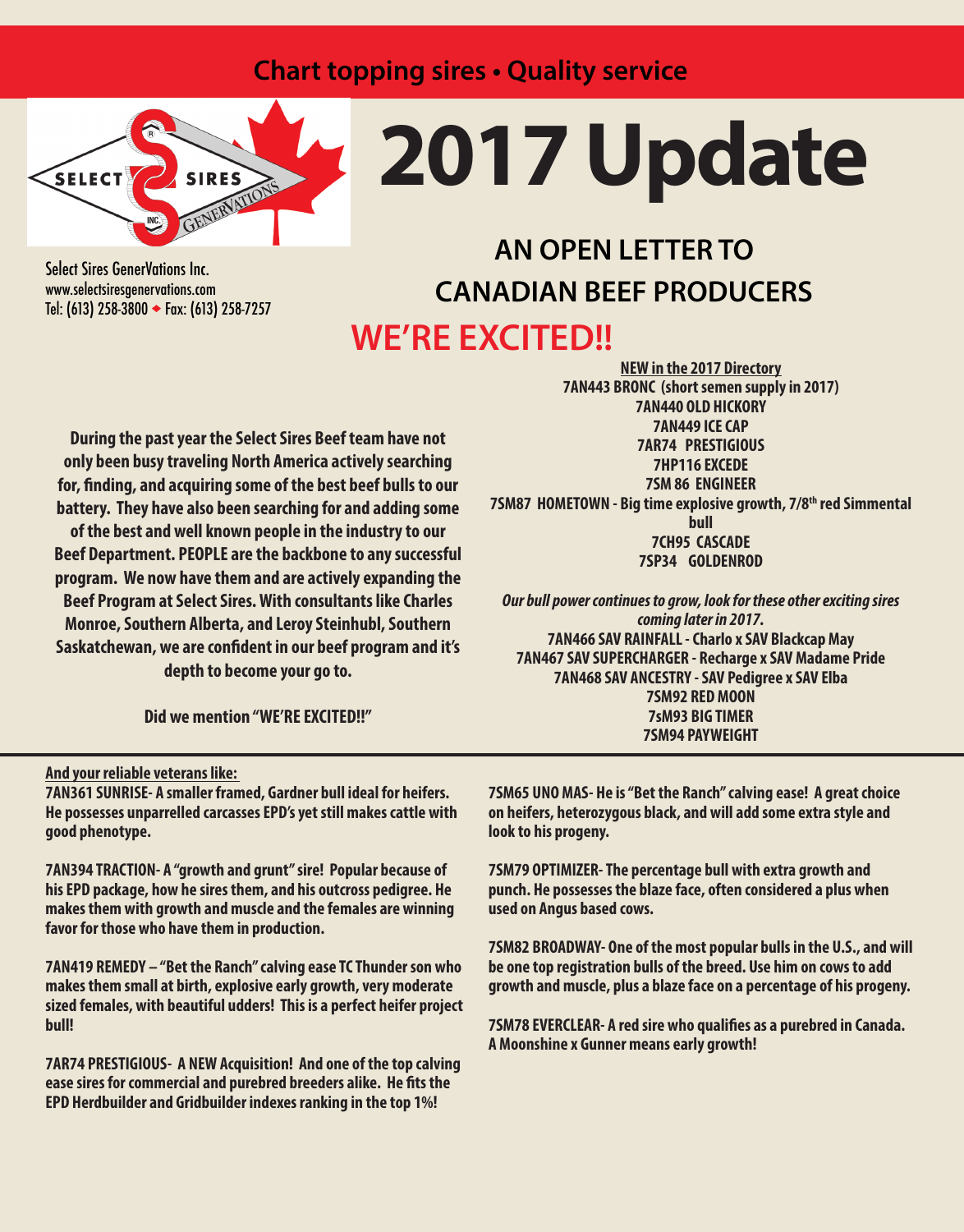Chart topping sires • Quality service

# 2017 Update

Select Sires GenerVations Inc.
www.selectsiresgenervations.com
Tel: (613) 258-3800 ◆ Fax: (613) 258-7257

## AN OPEN LETTER TO CANADIAN BEEF PRODUCERS

## WE'RE EXCITED!!

**During the past year the Select Sires Beef team have not only been busy traveling North America actively searching for, finding, and acquiring some of the best beef bulls to our battery. They have also been searching for and adding some of the best and well known people in the industry to our Beef Department. PEOPLE are the backbone to any successful program. We now have them and are actively expanding the Beef Program at Select Sires. With consultants like Charles Monroe, Southern Alberta, and Leroy Steinhubl, Southern Saskatchewan, we are confident in our beef program and it's depth to become your go to.**

**Did we mention "WE'RE EXCITED!!"**

**NEW in the 2017 Directory**

**7AN443 BRONC (short semen supply in 2017)**
**7AN440 OLD HICKORY**
**7AN449 ICE CAP**
**7AR74 PRESTIGIOUS**
**7HP116 EXCEDE**
**7SM 86 ENGINEER**
**7SM87 HOMETOWN - Big time explosive growth, 7/8th red Simmental bull**
**7CH95 CASCADE**
**7SP34 GOLDENROD**

***Our bull power continues to grow, look for these other exciting sires coming later in 2017.***

**7AN466 SAV RAINFALL - Charlo x SAV Blackcap May**
**7AN467 SAV SUPERCHARGER - Recharge x SAV Madame Pride**
**7AN468 SAV ANCESTRY - SAV Pedigree x SAV Elba**
**7SM92 RED MOON**
**7sM93 BIG TIMER**
**7SM94 PAYWEIGHT**

---

**And your reliable veterans like:**

**7AN361 SUNRISE- A smaller framed, Gardner bull ideal for heifers. He possesses unparrelled carcasses EPD's yet still makes cattle with good phenotype.**

**7AN394 TRACTION- A "growth and grunt" sire! Popular because of his EPD package, how he sires them, and his outcross pedigree. He makes them with growth and muscle and the females are winning favor for those who have them in production.**

**7AN419 REMEDY – "Bet the Ranch" calving ease TC Thunder son who makes them small at birth, explosive early growth, very moderate sized females, with beautiful udders! This is a perfect heifer project bull!**

**7AR74 PRESTIGIOUS- A NEW Acquisition! And one of the top calving ease sires for commercial and purebred breeders alike. He fits the EPD Herdbuilder and Gridbuilder indexes ranking in the top 1%!**

**7SM65 UNO MAS- He is "Bet the Ranch" calving ease! A great choice on heifers, heterozygous black, and will add some extra style and look to his progeny.**

**7SM79 OPTIMIZER- The percentage bull with extra growth and punch. He possesses the blaze face, often considered a plus when used on Angus based cows.**

**7SM82 BROADWAY- One of the most popular bulls in the U.S., and will be one top registration bulls of the breed. Use him on cows to add growth and muscle, plus a blaze face on a percentage of his progeny.**

**7SM78 EVERCLEAR- A red sire who qualifies as a purebred in Canada. A Moonshine x Gunner means early growth!**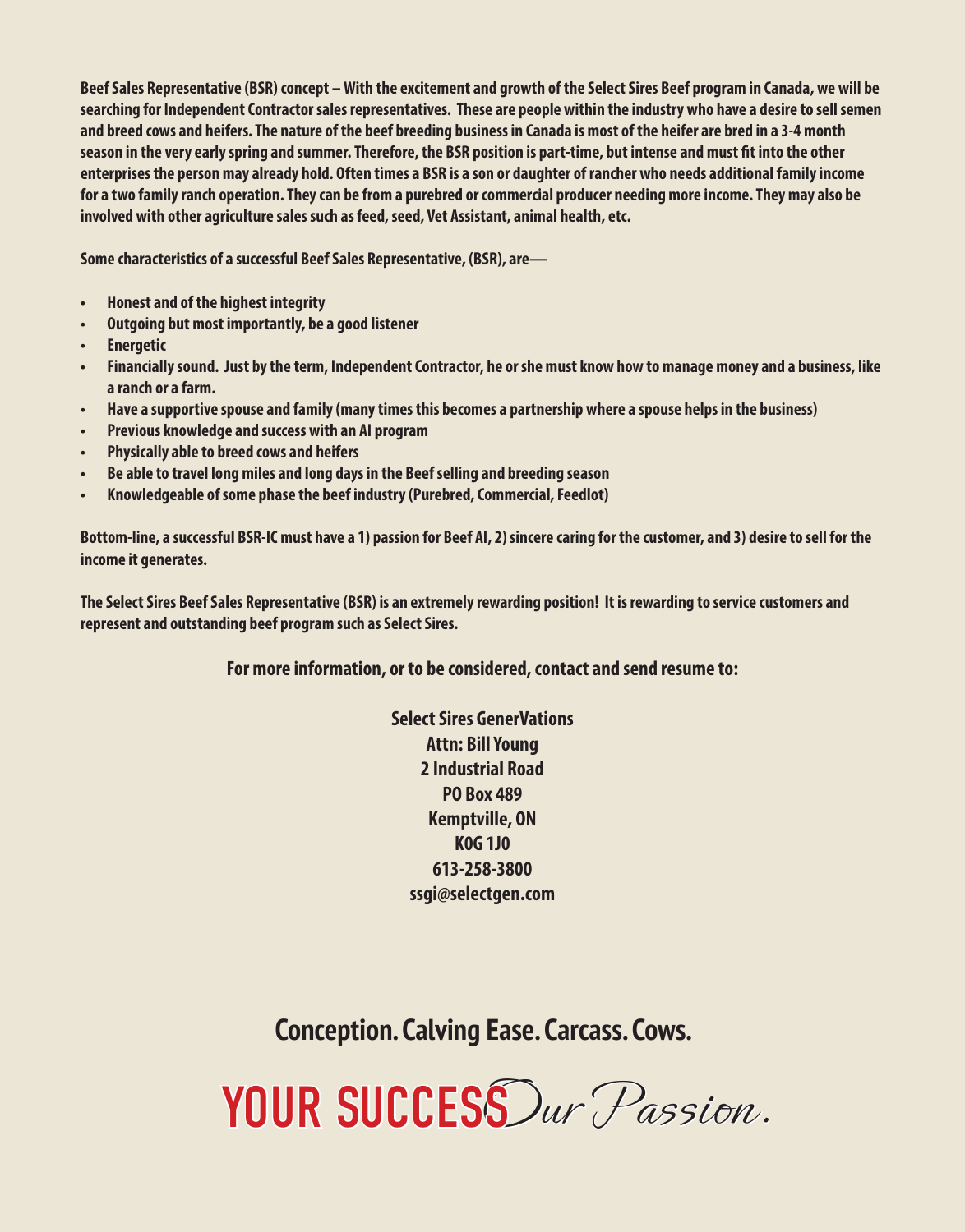**Beef Sales Representative (BSR) concept – With the excitement and growth of the Select Sires Beef program in Canada, we will be searching for Independent Contractor sales representatives. These are people within the industry who have a desire to sell semen and breed cows and heifers. The nature of the beef breeding business in Canada is most of the heifer are bred in a 3-4 month season in the very early spring and summer. Therefore, the BSR position is part-time, but intense and must fit into the other enterprises the person may already hold. Often times a BSR is a son or daughter of rancher who needs additional family income for a two family ranch operation. They can be from a purebred or commercial producer needing more income. They may also be involved with other agriculture sales such as feed, seed, Vet Assistant, animal health, etc.**

**Some characteristics of a successful Beef Sales Representative, (BSR), are—**

- **Honest and of the highest integrity**
- **Outgoing but most importantly, be a good listener**
- **Energetic**
- **Financially sound. Just by the term, Independent Contractor, he or she must know how to manage money and a business, like a ranch or a farm.**
- **Have a supportive spouse and family (many times this becomes a partnership where a spouse helps in the business)**
- **Previous knowledge and success with an AI program**
- **Physically able to breed cows and heifers**
- **Be able to travel long miles and long days in the Beef selling and breeding season**
- **Knowledgeable of some phase the beef industry (Purebred, Commercial, Feedlot)**

**Bottom-line, a successful BSR-IC must have a 1) passion for Beef AI, 2) sincere caring for the customer, and 3) desire to sell for the income it generates.**

**The Select Sires Beef Sales Representative (BSR) is an extremely rewarding position! It is rewarding to service customers and represent and outstanding beef program such as Select Sires.**

**For more information, or to be considered, contact and send resume to:**

**Select Sires GenerVations**
**Attn: Bill Young**
**2 Industrial Road**
**PO Box 489**
**Kemptville, ON**
**K0G 1J0**
**613-258-3800**
**ssgi@selectgen.com**

## Conception. Calving Ease. Carcass. Cows.

**YOUR SUCCESS** *Our Passion.*